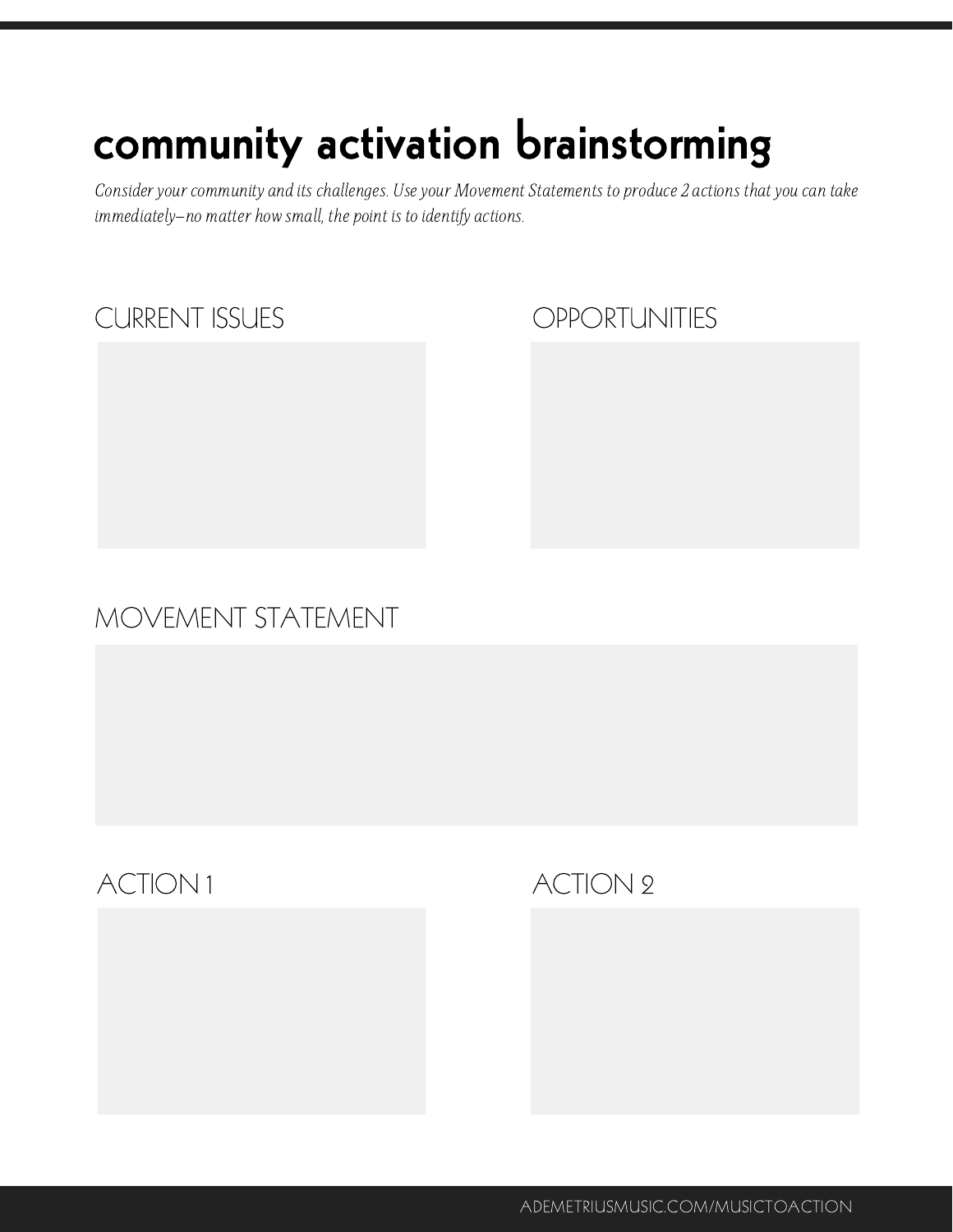# community activation brainstorming

*Consider your community and its challenges. Use your Movement Statements to produce 2 actions that you can take immediately—no matter how small, the point is to identify actions.*

## CURRENT ISSUES

## OPPORTUNITIES

## MOVEMENT STATEMENT

## ACTION 1

## ACTION 2

ADEMETRIUSMUSIC.COM/MUSICTOACTION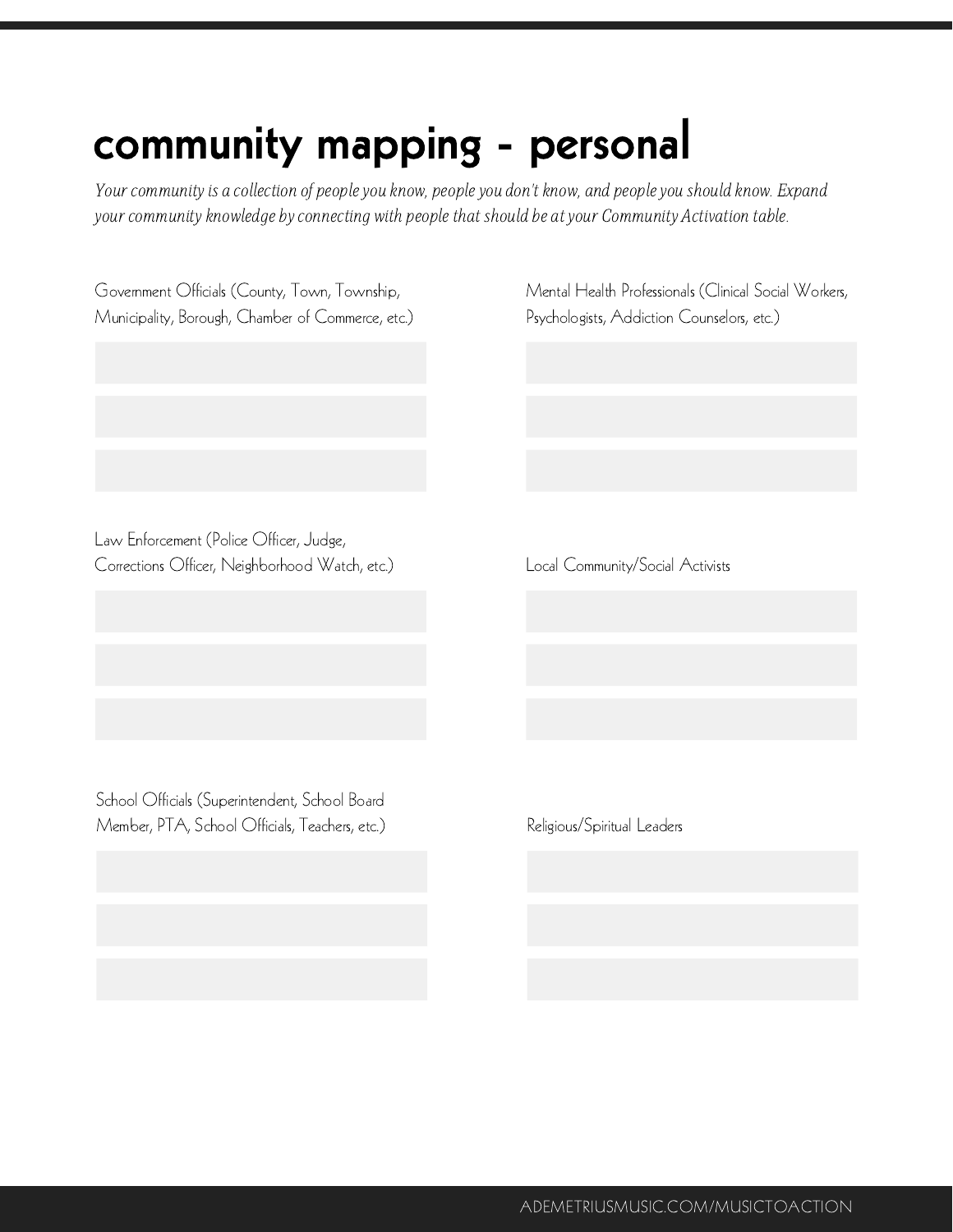# community mapping - personal

*Your community is a collection of people you know, people you don't know, and people you should know. Expand your community knowledge by connecting with people that should be at your Community Activation table.*

Government Officials (County, Town, Township, Municipality, Borough, Chamber of Commerce, etc.)

Mental Health Professionals (Clinical Social Workers, Psychologists, Addiction Counselors, etc.)

Law Enforcement (Police Officer, Judge, Corrections Officer, Neighborhood Watch, etc.)

Local Community/Social Activists

School Officials (Superintendent, School Board Member, PTA, School Officials, Teachers, etc.)

Religious/Spiritual Leaders

ADEMETRIUSMUSIC.COM/MUSICTOACTION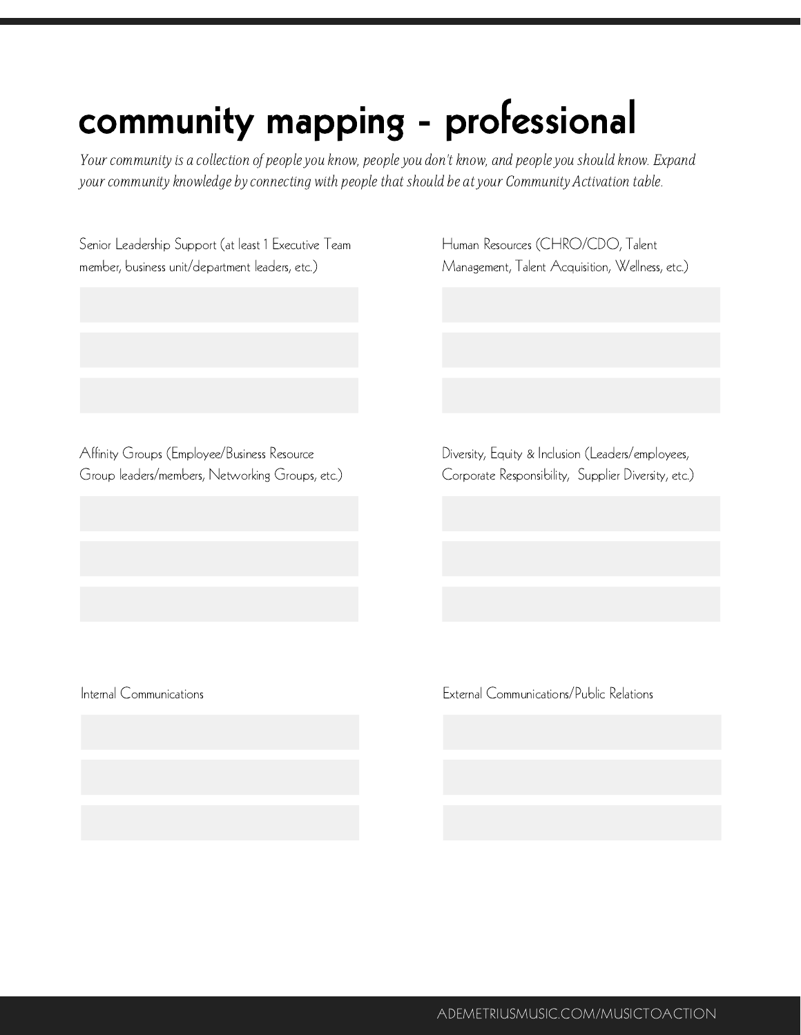# community mapping - professional

*Your community is a collection of people you know, people you don't know, and people you should know. Expand your community knowledge by connecting with people that should be at your Community Activation table.*

Senior Leadership Support (at least 1 Executive Team member, business unit/department leaders, etc.)

Human Resources (CHRO/CDO, Talent Management, Talent Acquisition, Wellness, etc.)

Affinity Groups (Employee/Business Resource Group leaders/members, Networking Groups, etc.)

Diversity, Equity & Inclusion (Leaders/employees, Corporate Responsibility, Supplier Diversity, etc.)

Internal Communications

External Communications/Public Relations

ADEMETRIUSMUSIC.COM/MUSICTOACTION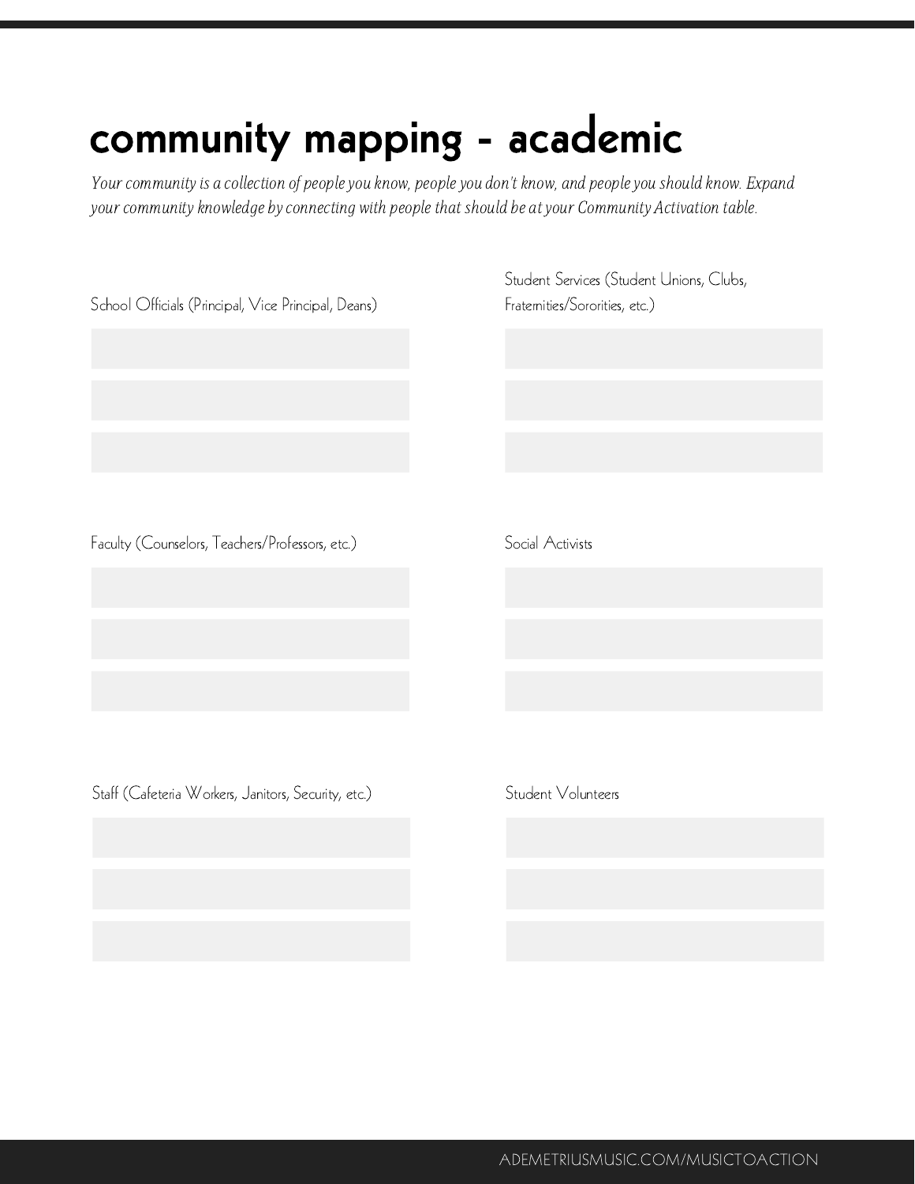# community mapping - academic

*Your community is a collection of people you know, people you don't know, and people you should know. Expand your community knowledge by connecting with people that should be at your Community Activation table.*

School Officials (Principal, Vice Principal, Deans)

Student Services (Student Unions, Clubs, Fraternities/Sororities, etc.)

Faculty (Counselors, Teachers/Professors, etc.)

Social Activists

Staff (Cafeteria Workers, Janitors, Security, etc.)

Student Volunteers

ADEMETRIUSMUSIC.COM/MUSICTOACTION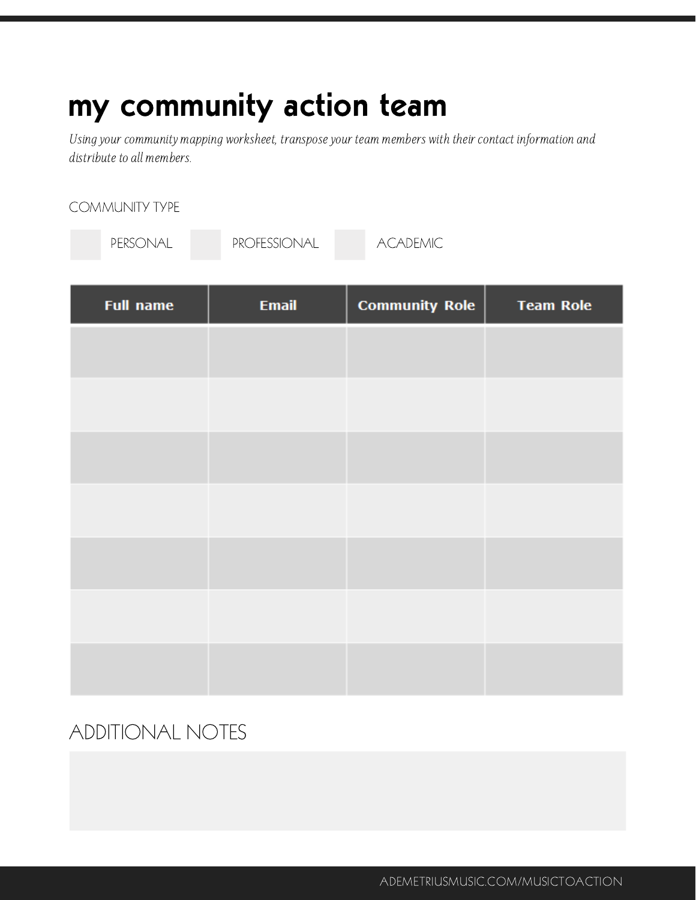# my community action team

*Using your community mapping worksheet, transpose your team members with their contact information and distribute to all members.*

COMMUNITY TYPE

☐ PERSONAL ☐ PROFESSIONAL ☐ ACADEMIC

| Full name | Email | Community Role | Team Role |
|---|---|---|---|
| | | | |
| | | | |
| | | | |
| | | | |
| | | | |
| | | | |
| | | | |

## ADDITIONAL NOTES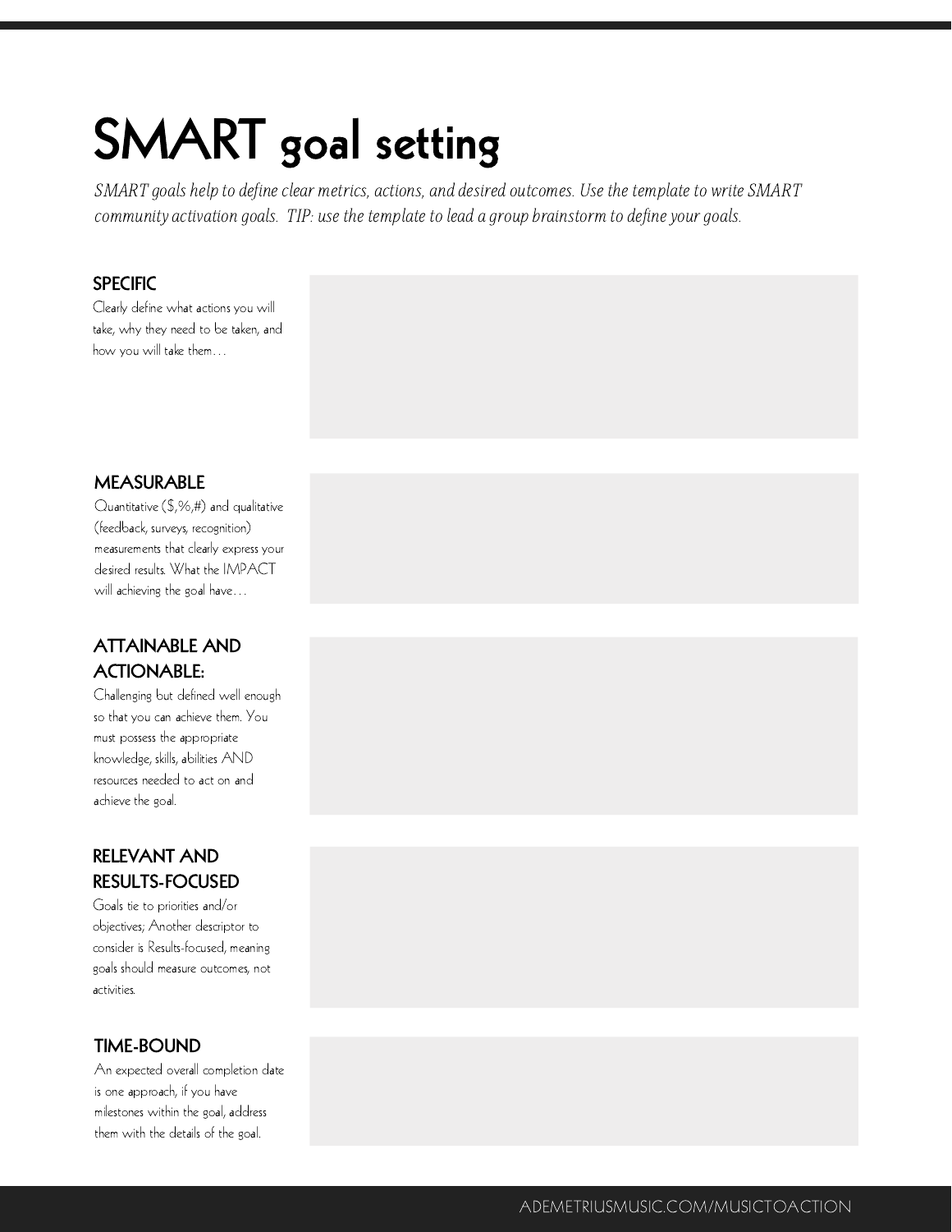# SMART goal setting

*SMART goals help to define clear metrics, actions, and desired outcomes. Use the template to write SMART community activation goals. TIP: use the template to lead a group brainstorm to define your goals.*

### SPECIFIC

Clearly define what actions you will take, why they need to be taken, and how you will take them…

### MEASURABLE

Quantitative ($,%,#) and qualitative (feedback, surveys, recognition) measurements that clearly express your desired results. What the IMPACT will achieving the goal have…

### ATTAINABLE AND ACTIONABLE:

Challenging but defined well enough so that you can achieve them. You must possess the appropriate knowledge, skills, abilities AND resources needed to act on and achieve the goal.

### RELEVANT AND RESULTS-FOCUSED

Goals tie to priorities and/or objectives; Another descriptor to consider is Results-focused, meaning goals should measure outcomes, not activities.

### TIME-BOUND

An expected overall completion date is one approach, if you have milestones within the goal, address them with the details of the goal.

ADEMETRIUSMUSIC.COM/MUSICTOACTION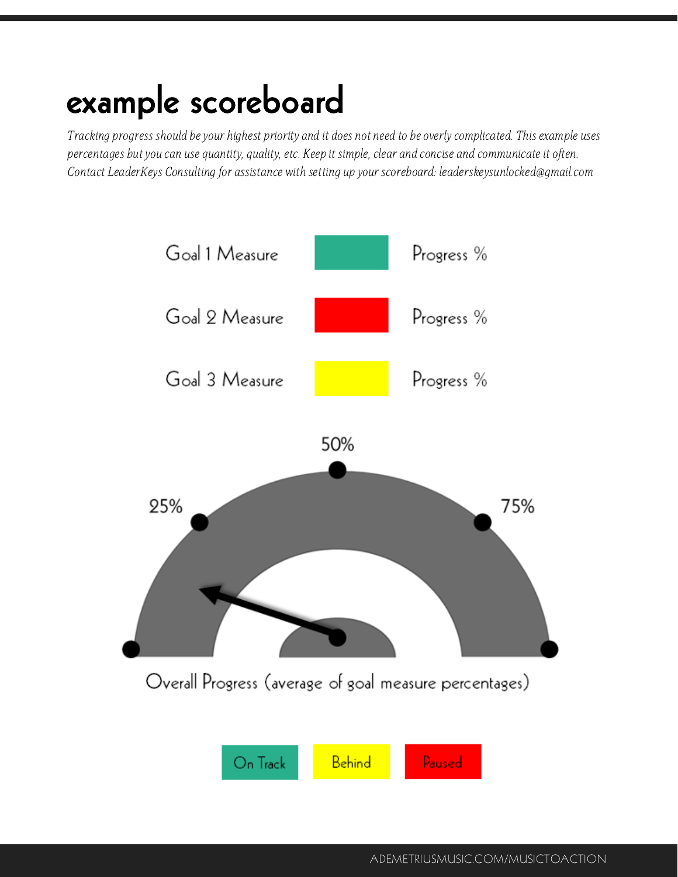# example scoreboard

*Tracking progress should be your highest priority and it does not need to be overly complicated. This example uses percentages but you can use quantity, quality, etc. Keep it simple, clear and concise and communicate it often. Contact LeaderKeys Consulting for assistance with setting up your scoreboard: leaderskeysunlocked@gmail.com*

Goal 1 Measure — Progress %

Goal 2 Measure — Progress %

Goal 3 Measure — Progress %

50%

25%

75%

Overall Progress (average of goal measure percentages)

On Track

Behind

Paused